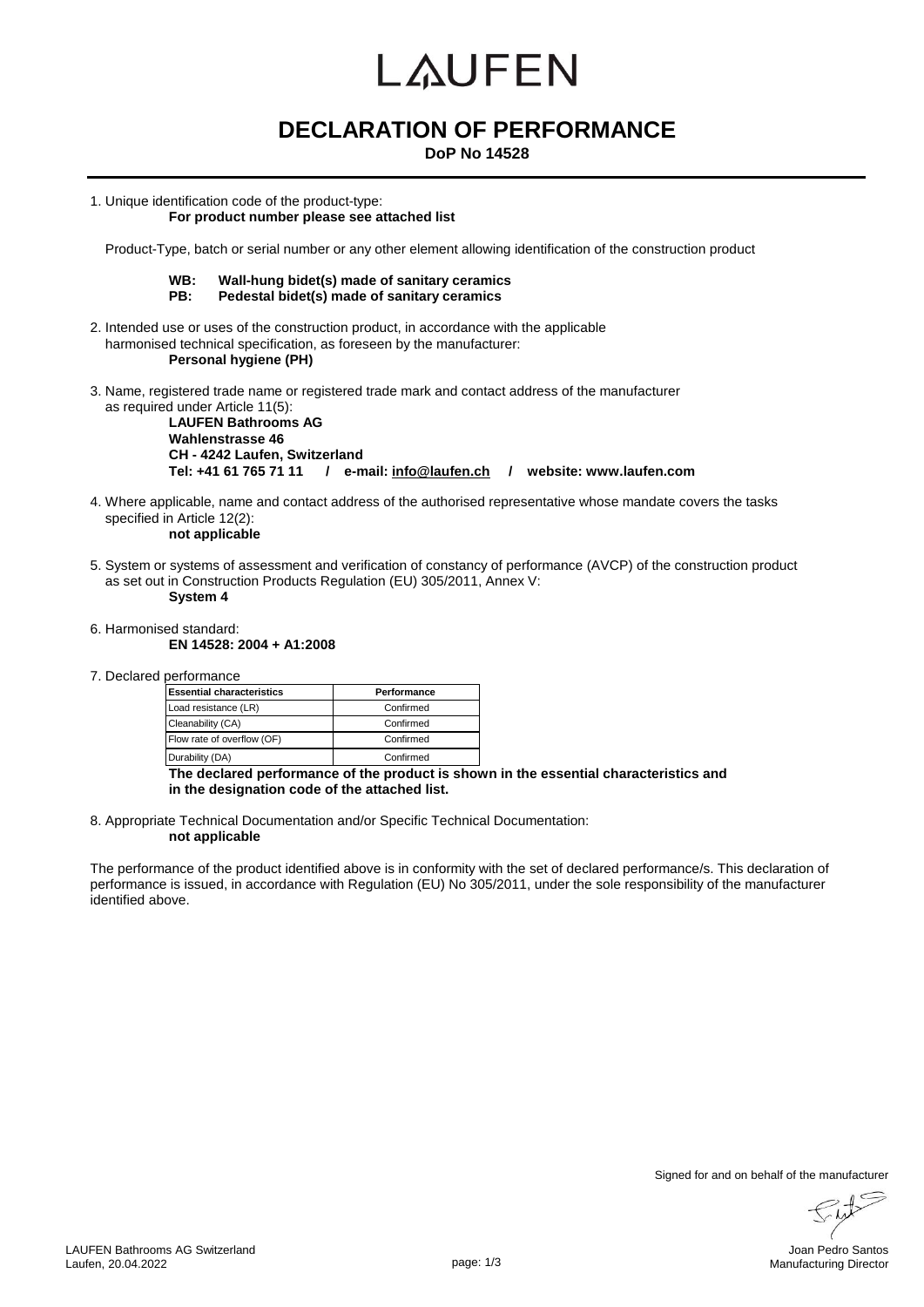# LAUFEN

## DECLARATION OF PERFORMANCE

**DoP No 14528**

1. Unique identification code of the product-type:
   **For product number please see attached list**

   Product-Type, batch or serial number or any other element allowing identification of the construction product

   **WB: Wall-hung bidet(s) made of sanitary ceramics**
   **PB: Pedestal bidet(s) made of sanitary ceramics**

2. Intended use or uses of the construction product, in accordance with the applicable harmonised technical specification, as foreseen by the manufacturer:
   **Personal hygiene (PH)**

3. Name, registered trade name or registered trade mark and contact address of the manufacturer as required under Article 11(5):
   **LAUFEN Bathrooms AG**
   **Wahlenstrasse 46**
   **CH - 4242 Laufen, Switzerland**
   **Tel: +41 61 765 71 11 / e-mail: info@laufen.ch / website: www.laufen.com**

4. Where applicable, name and contact address of the authorised representative whose mandate covers the tasks specified in Article 12(2):
   **not applicable**

5. System or systems of assessment and verification of constancy of performance (AVCP) of the construction product as set out in Construction Products Regulation (EU) 305/2011, Annex V:
   **System 4**

6. Harmonised standard:
   **EN 14528: 2004 + A1:2008**

7. Declared performance

| Essential characteristics | Performance |
|---|---|
| Load resistance (LR) | Confirmed |
| Cleanability (CA) | Confirmed |
| Flow rate of overflow (OF) | Confirmed |
| Durability (DA) | Confirmed |

   **The declared performance of the product is shown in the essential characteristics and in the designation code of the attached list.**

8. Appropriate Technical Documentation and/or Specific Technical Documentation:
   **not applicable**

The performance of the product identified above is in conformity with the set of declared performance/s. This declaration of performance is issued, in accordance with Regulation (EU) No 305/2011, under the sole responsibility of the manufacturer identified above.

Signed for and on behalf of the manufacturer

LAUFEN Bathrooms AG Switzerland
Laufen, 20.04.2022

Joan Pedro Santos
Manufacturing Director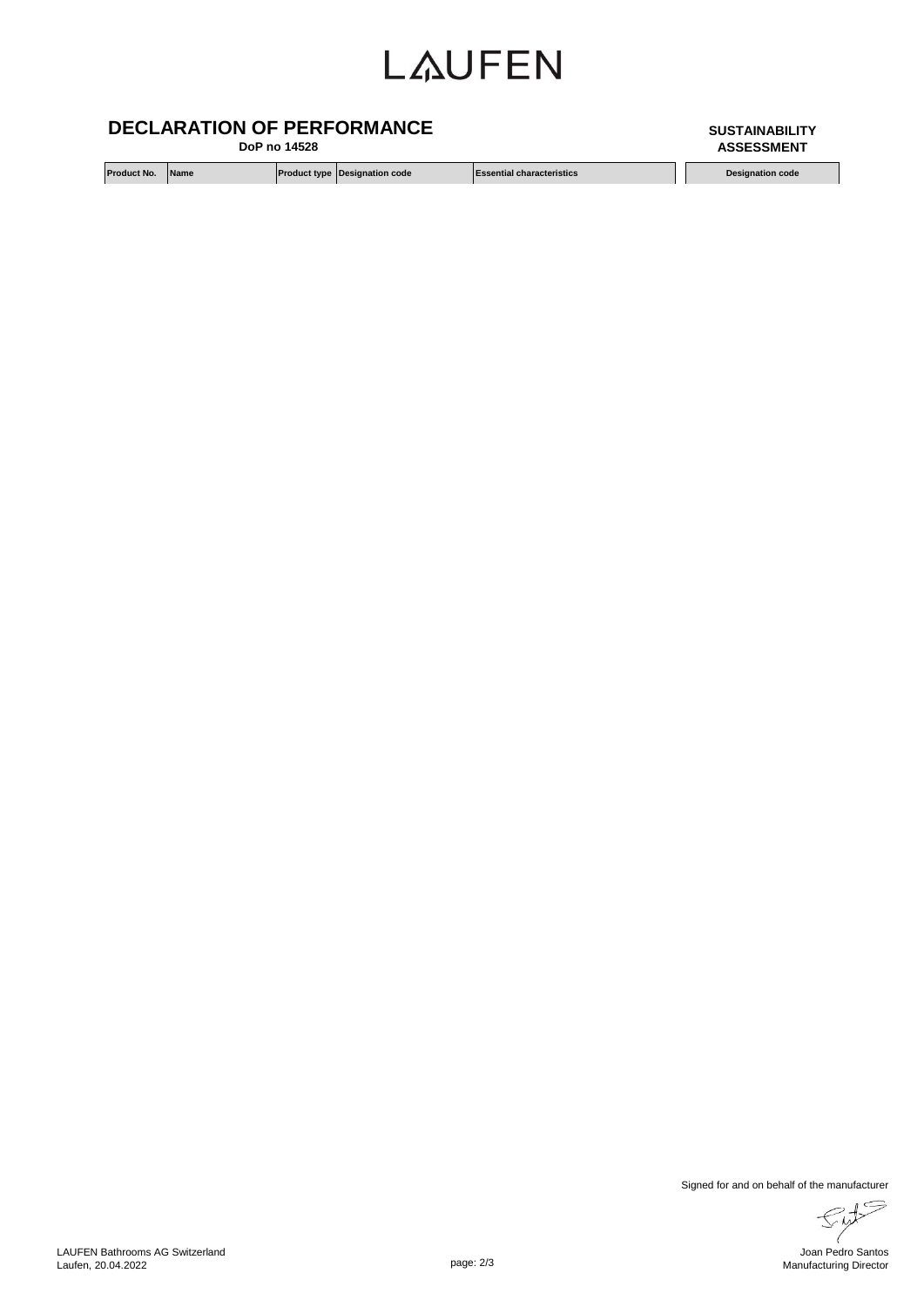LAUFEN

# DECLARATION OF PERFORMANCE

**DoP no 14528**

**SUSTAINABILITY ASSESSMENT**

| Product No. | Name | Product type | Designation code | Essential characteristics | Designation code |
|---|---|---|---|---|---|

Signed for and on behalf of the manufacturer

LAUFEN Bathrooms AG Switzerland
Laufen, 20.04.2022

Joan Pedro Santos
Manufacturing Director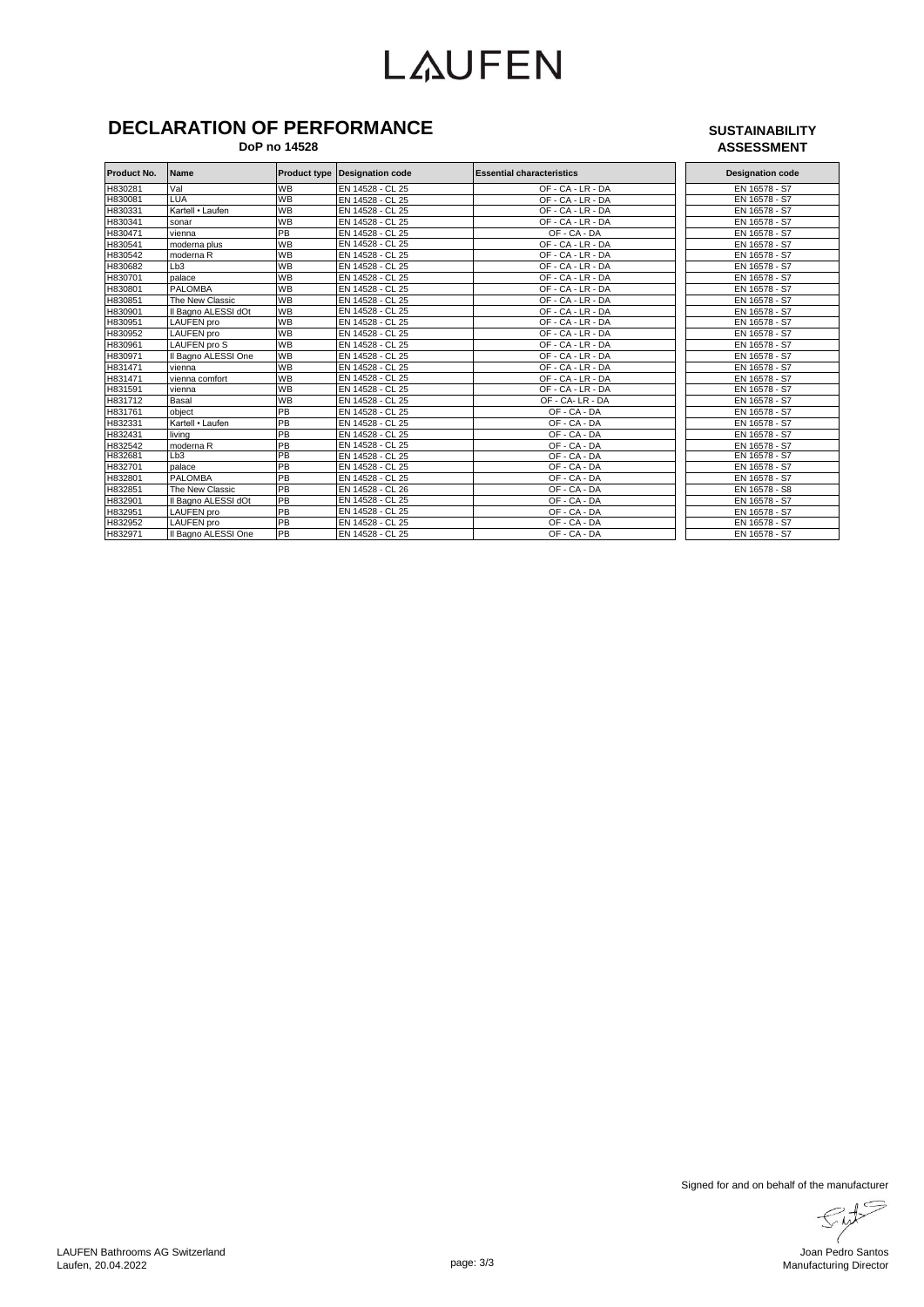# LAUFEN

## DECLARATION OF PERFORMANCE

**DoP no 14528**

## SUSTAINABILITY ASSESSMENT

| Product No. | Name | Product type | Designation code | Essential characteristics | Designation code |
|---|---|---|---|---|---|
| H830281 | Val | WB | EN 14528 - CL 25 | OF - CA - LR - DA | EN 16578 - S7 |
| H830081 | LUA | WB | EN 14528 - CL 25 | OF - CA - LR - DA | EN 16578 - S7 |
| H830331 | Kartell • Laufen | WB | EN 14528 - CL 25 | OF - CA - LR - DA | EN 16578 - S7 |
| H830341 | sonar | WB | EN 14528 - CL 25 | OF - CA - LR - DA | EN 16578 - S7 |
| H830471 | vienna | PB | EN 14528 - CL 25 | OF - CA - DA | EN 16578 - S7 |
| H830541 | moderna plus | WB | EN 14528 - CL 25 | OF - CA - LR - DA | EN 16578 - S7 |
| H830542 | moderna R | WB | EN 14528 - CL 25 | OF - CA - LR - DA | EN 16578 - S7 |
| H830682 | Lb3 | WB | EN 14528 - CL 25 | OF - CA - LR - DA | EN 16578 - S7 |
| H830701 | palace | WB | EN 14528 - CL 25 | OF - CA - LR - DA | EN 16578 - S7 |
| H830801 | PALOMBA | WB | EN 14528 - CL 25 | OF - CA - LR - DA | EN 16578 - S7 |
| H830851 | The New Classic | WB | EN 14528 - CL 25 | OF - CA - LR - DA | EN 16578 - S7 |
| H830901 | Il Bagno ALESSI dOt | WB | EN 14528 - CL 25 | OF - CA - LR - DA | EN 16578 - S7 |
| H830951 | LAUFEN pro | WB | EN 14528 - CL 25 | OF - CA - LR - DA | EN 16578 - S7 |
| H830952 | LAUFEN pro | WB | EN 14528 - CL 25 | OF - CA - LR - DA | EN 16578 - S7 |
| H830961 | LAUFEN pro S | WB | EN 14528 - CL 25 | OF - CA - LR - DA | EN 16578 - S7 |
| H830971 | Il Bagno ALESSI One | WB | EN 14528 - CL 25 | OF - CA - LR - DA | EN 16578 - S7 |
| H831471 | vienna | WB | EN 14528 - CL 25 | OF - CA - LR - DA | EN 16578 - S7 |
| H831471 | vienna comfort | WB | EN 14528 - CL 25 | OF - CA - LR - DA | EN 16578 - S7 |
| H831591 | vienna | WB | EN 14528 - CL 25 | OF - CA - LR - DA | EN 16578 - S7 |
| H831712 | Basal | WB | EN 14528 - CL 25 | OF - CA- LR - DA | EN 16578 - S7 |
| H831761 | object | PB | EN 14528 - CL 25 | OF - CA - DA | EN 16578 - S7 |
| H832331 | Kartell • Laufen | PB | EN 14528 - CL 25 | OF - CA - DA | EN 16578 - S7 |
| H832431 | living | PB | EN 14528 - CL 25 | OF - CA - DA | EN 16578 - S7 |
| H832542 | moderna R | PB | EN 14528 - CL 25 | OF - CA - DA | EN 16578 - S7 |
| H832681 | Lb3 | PB | EN 14528 - CL 25 | OF - CA - DA | EN 16578 - S7 |
| H832701 | palace | PB | EN 14528 - CL 25 | OF - CA - DA | EN 16578 - S7 |
| H832801 | PALOMBA | PB | EN 14528 - CL 25 | OF - CA - DA | EN 16578 - S7 |
| H832851 | The New Classic | PB | EN 14528 - CL 26 | OF - CA - DA | EN 16578 - S8 |
| H832901 | Il Bagno ALESSI dOt | PB | EN 14528 - CL 25 | OF - CA - DA | EN 16578 - S7 |
| H832951 | LAUFEN pro | PB | EN 14528 - CL 25 | OF - CA - DA | EN 16578 - S7 |
| H832952 | LAUFEN pro | PB | EN 14528 - CL 25 | OF - CA - DA | EN 16578 - S7 |
| H832971 | Il Bagno ALESSI One | PB | EN 14528 - CL 25 | OF - CA - DA | EN 16578 - S7 |

Signed for and on behalf of the manufacturer

LAUFEN Bathrooms AG Switzerland
Laufen, 20.04.2022

Joan Pedro Santos
Manufacturing Director